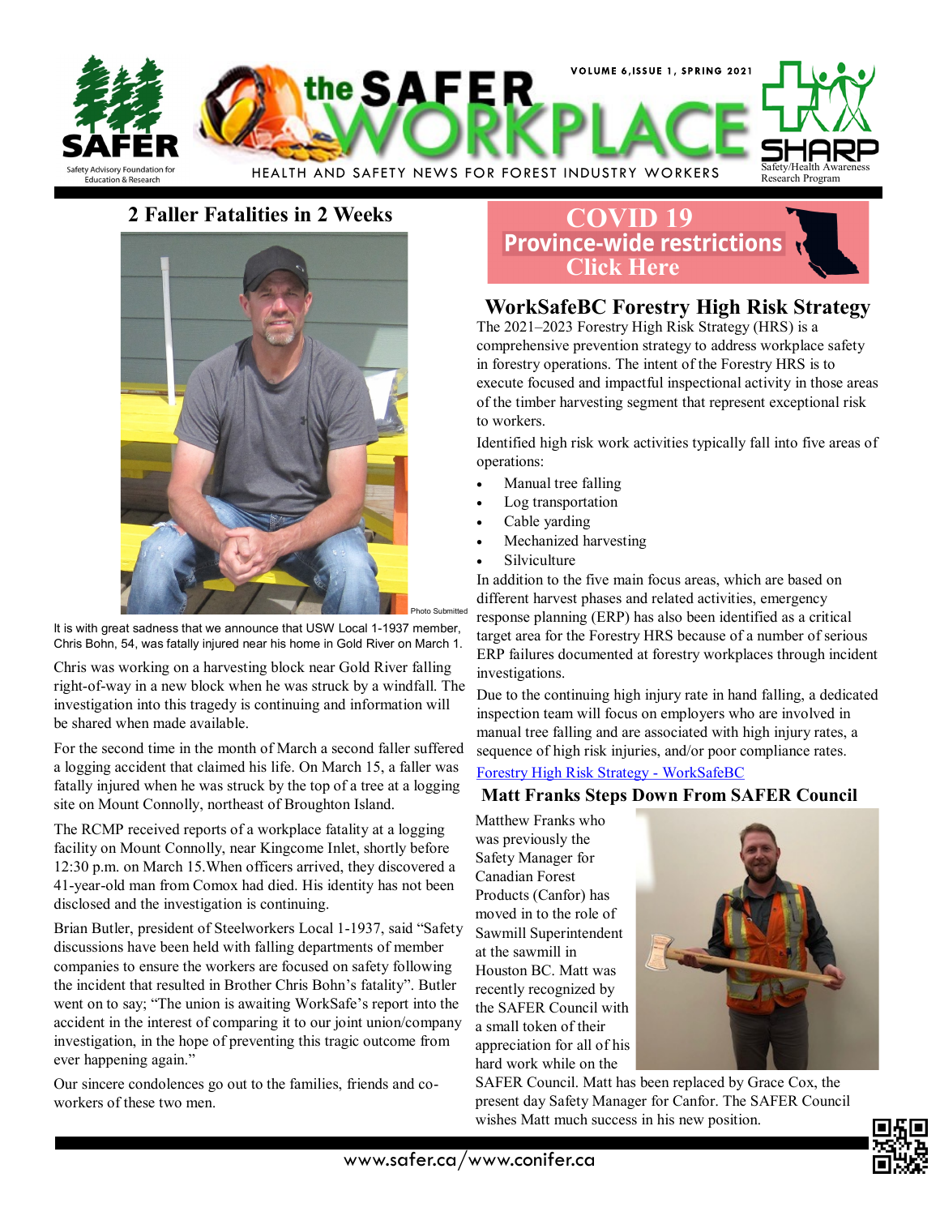# the SAFER WORKPLACE

HEALTH AND SAFETY NEWS FOR FOREST INDUSTRY WORKERS

## 2 Faller Fatalities in 2 Weeks

Photo Submitted

It is with great sadness that we announce that USW Local 1-1937 member, Chris Bohn, 54, was fatally injured near his home in Gold River on March 1.

Chris was working on a harvesting block near Gold River falling right-of-way in a new block when he was struck by a windfall. The investigation into this tragedy is continuing and information will be shared when made available.

For the second time in the month of March a second faller suffered a logging accident that claimed his life. On March 15, a faller was fatally injured when he was struck by the top of a tree at a logging site on Mount Connolly, northeast of Broughton Island.

The RCMP received reports of a workplace fatality at a logging facility on Mount Connolly, near Kingcome Inlet, shortly before 12:30 p.m. on March 15.When officers arrived, they discovered a 41-year-old man from Comox had died. His identity has not been disclosed and the investigation is continuing.

Brian Butler, president of Steelworkers Local 1-1937, said "Safety discussions have been held with falling departments of member companies to ensure the workers are focused on safety following the incident that resulted in Brother Chris Bohn's fatality". Butler went on to say; "The union is awaiting WorkSafe's report into the accident in the interest of comparing it to our joint union/company investigation, in the hope of preventing this tragic outcome from ever happening again."

Our sincere condolences go out to the families, friends and co-workers of these two men.

**COVID 19**
**Province-wide restrictions**
**Click Here**

## WorkSafeBC Forestry High Risk Strategy

The 2021–2023 Forestry High Risk Strategy (HRS) is a comprehensive prevention strategy to address workplace safety in forestry operations. The intent of the Forestry HRS is to execute focused and impactful inspectional activity in those areas of the timber harvesting segment that represent exceptional risk to workers.

Identified high risk work activities typically fall into five areas of operations:

- Manual tree falling
- Log transportation
- Cable yarding
- Mechanized harvesting
- Silviculture

In addition to the five main focus areas, which are based on different harvest phases and related activities, emergency response planning (ERP) has also been identified as a critical target area for the Forestry HRS because of a number of serious ERP failures documented at forestry workplaces through incident investigations.

Due to the continuing high injury rate in hand falling, a dedicated inspection team will focus on employers who are involved in manual tree falling and are associated with high injury rates, a sequence of high risk injuries, and/or poor compliance rates.

Forestry High Risk Strategy - WorkSafeBC

## Matt Franks Steps Down From SAFER Council

Matthew Franks who was previously the Safety Manager for Canadian Forest Products (Canfor) has moved in to the role of Sawmill Superintendent at the sawmill in Houston BC. Matt was recently recognized by the SAFER Council with a small token of their appreciation for all of his hard work while on the SAFER Council. Matt has been replaced by Grace Cox, the present day Safety Manager for Canfor. The SAFER Council wishes Matt much success in his new position.

www.safer.ca/www.conifer.ca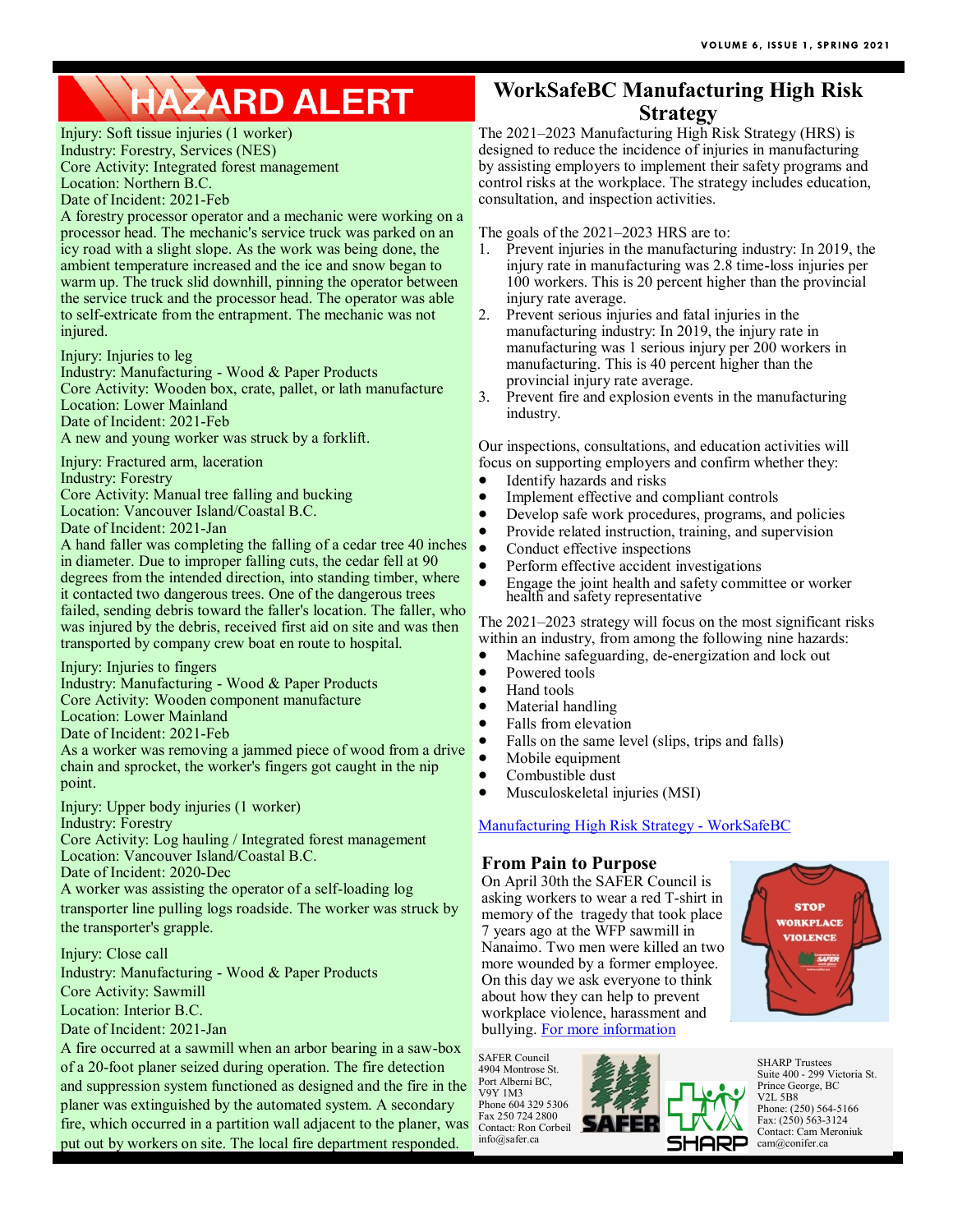# HAZARD ALERT

Injury: Soft tissue injuries (1 worker)
Industry: Forestry, Services (NES)
Core Activity: Integrated forest management
Location: Northern B.C.
Date of Incident: 2021-Feb

A forestry processor operator and a mechanic were working on a processor head. The mechanic's service truck was parked on an icy road with a slight slope. As the work was being done, the ambient temperature increased and the ice and snow began to warm up. The truck slid downhill, pinning the operator between the service truck and the processor head. The operator was able to self-extricate from the entrapment. The mechanic was not injured.

Injury: Injuries to leg
Industry: Manufacturing - Wood & Paper Products
Core Activity: Wooden box, crate, pallet, or lath manufacture
Location: Lower Mainland
Date of Incident: 2021-Feb

A new and young worker was struck by a forklift.

Injury: Fractured arm, laceration
Industry: Forestry
Core Activity: Manual tree falling and bucking
Location: Vancouver Island/Coastal B.C.
Date of Incident: 2021-Jan

A hand faller was completing the falling of a cedar tree 40 inches in diameter. Due to improper falling cuts, the cedar fell at 90 degrees from the intended direction, into standing timber, where it contacted two dangerous trees. One of the dangerous trees failed, sending debris toward the faller's location. The faller, who was injured by the debris, received first aid on site and was then transported by company crew boat en route to hospital.

Injury: Injuries to fingers
Industry: Manufacturing - Wood & Paper Products
Core Activity: Wooden component manufacture
Location: Lower Mainland
Date of Incident: 2021-Feb

As a worker was removing a jammed piece of wood from a drive chain and sprocket, the worker's fingers got caught in the nip point.

Injury: Upper body injuries (1 worker)
Industry: Forestry
Core Activity: Log hauling / Integrated forest management
Location: Vancouver Island/Coastal B.C.
Date of Incident: 2020-Dec

A worker was assisting the operator of a self-loading log transporter line pulling logs roadside. The worker was struck by the transporter's grapple.

Injury: Close call
Industry: Manufacturing - Wood & Paper Products
Core Activity: Sawmill
Location: Interior B.C.
Date of Incident: 2021-Jan

A fire occurred at a sawmill when an arbor bearing in a saw-box of a 20-foot planer seized during operation. The fire detection and suppression system functioned as designed and the fire in the planer was extinguished by the automated system. A secondary fire, which occurred in a partition wall adjacent to the planer, was put out by workers on site. The local fire department responded.

## WorkSafeBC Manufacturing High Risk Strategy

The 2021–2023 Manufacturing High Risk Strategy (HRS) is designed to reduce the incidence of injuries in manufacturing by assisting employers to implement their safety programs and control risks at the workplace. The strategy includes education, consultation, and inspection activities.

The goals of the 2021–2023 HRS are to:

1. Prevent injuries in the manufacturing industry: In 2019, the injury rate in manufacturing was 2.8 time-loss injuries per 100 workers. This is 20 percent higher than the provincial injury rate average.
2. Prevent serious injuries and fatal injuries in the manufacturing industry: In 2019, the injury rate in manufacturing was 1 serious injury per 200 workers in manufacturing. This is 40 percent higher than the provincial injury rate average.
3. Prevent fire and explosion events in the manufacturing industry.

Our inspections, consultations, and education activities will focus on supporting employers and confirm whether they:

- Identify hazards and risks
- Implement effective and compliant controls
- Develop safe work procedures, programs, and policies
- Provide related instruction, training, and supervision
- Conduct effective inspections
- Perform effective accident investigations
- Engage the joint health and safety committee or worker health and safety representative

The 2021–2023 strategy will focus on the most significant risks within an industry, from among the following nine hazards:

- Machine safeguarding, de-energization and lock out
- Powered tools
- Hand tools
- Material handling
- Falls from elevation
- Falls on the same level (slips, trips and falls)
- Mobile equipment
- Combustible dust
- Musculoskeletal injuries (MSI)

Manufacturing High Risk Strategy - WorkSafeBC

### From Pain to Purpose

On April 30th the SAFER Council is asking workers to wear a red T-shirt in memory of the tragedy that took place 7 years ago at the WFP sawmill in Nanaimo. Two men were killed an two more wounded by a former employee. On this day we ask everyone to think about how they can help to prevent workplace violence, harassment and bullying. For more information

STOP WORKPLACE VIOLENCE

SAFER Council
4904 Montrose St.
Port Alberni BC,
V9Y 1M3
Phone 604 329 5306
Fax 250 724 2800
Contact: Ron Corbeil
info@safer.ca

SHARP Trustees
Suite 400 - 299 Victoria St.
Prince George, BC
V2L 5B8
Phone: (250) 564-5166
Fax: (250) 563-3124
Contact: Cam Meroniuk
cam@conifer.ca